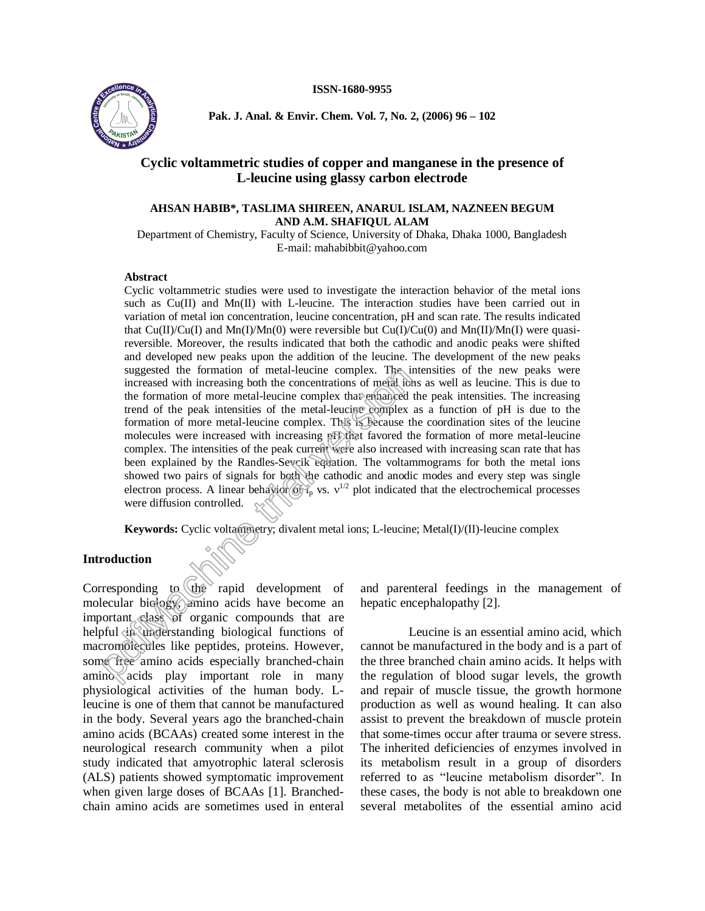ISSN-1680-9955

# Cyclic voltammetric studies of copper and manganese in the presence of L-leucine using glassy carbon electrode

**AHSAN HABIB*, TASLIMA SHIREEN, ANARUL ISLAM, NAZNEEN BEGUM AND A.M. SHAFIQUL ALAM**

Department of Chemistry, Faculty of Science, University of Dhaka, Dhaka 1000, Bangladesh
E-mail: mahabibbit@yahoo.com

## Abstract

Cyclic voltammetric studies were used to investigate the interaction behavior of the metal ions such as Cu(II) and Mn(II) with L-leucine. The interaction studies have been carried out in variation of metal ion concentration, leucine concentration, pH and scan rate. The results indicated that Cu(II)/Cu(I) and Mn(I)/Mn(0) were reversible but Cu(I)/Cu(0) and Mn(II)/Mn(I) were quasi-reversible. Moreover, the results indicated that both the cathodic and anodic peaks were shifted and developed new peaks upon the addition of the leucine. The development of the new peaks suggested the formation of metal-leucine complex. The intensities of the new peaks were increased with increasing both the concentrations of metal ions as well as leucine. This is due to the formation of more metal-leucine complex that enhanced the peak intensities. The increasing trend of the peak intensities of the metal-leucine complex as a function of pH is due to the formation of more metal-leucine complex. This is because the coordination sites of the leucine molecules were increased with increasing pH that favored the formation of more metal-leucine complex. The intensities of the peak current were also increased with increasing scan rate that has been explained by the Randles-Sevcik equation. The voltammograms for both the metal ions showed two pairs of signals for both the cathodic and anodic modes and every step was single electron process. A linear behavior of $i_p$ vs. $\nu^{1/2}$ plot indicated that the electrochemical processes were diffusion controlled.

**Keywords:** Cyclic voltammetry; divalent metal ions; L-leucine; Metal(I)/(II)-leucine complex

## Introduction

Corresponding to the rapid development of molecular biology, amino acids have become an important class of organic compounds that are helpful in understanding biological functions of macromolecules like peptides, proteins. However, some free amino acids especially branched-chain amino acids play important role in many physiological activities of the human body. L-leucine is one of them that cannot be manufactured in the body. Several years ago the branched-chain amino acids (BCAAs) created some interest in the neurological research community when a pilot study indicated that amyotrophic lateral sclerosis (ALS) patients showed symptomatic improvement when given large doses of BCAAs [1]. Branched-chain amino acids are sometimes used in enteral and parenteral feedings in the management of hepatic encephalopathy [2].

Leucine is an essential amino acid, which cannot be manufactured in the body and is a part of the three branched chain amino acids. It helps with the regulation of blood sugar levels, the growth and repair of muscle tissue, the growth hormone production as well as wound healing. It can also assist to prevent the breakdown of muscle protein that some-times occur after trauma or severe stress. The inherited deficiencies of enzymes involved in its metabolism result in a group of disorders referred to as "leucine metabolism disorder". In these cases, the body is not able to breakdown one several metabolites of the essential amino acid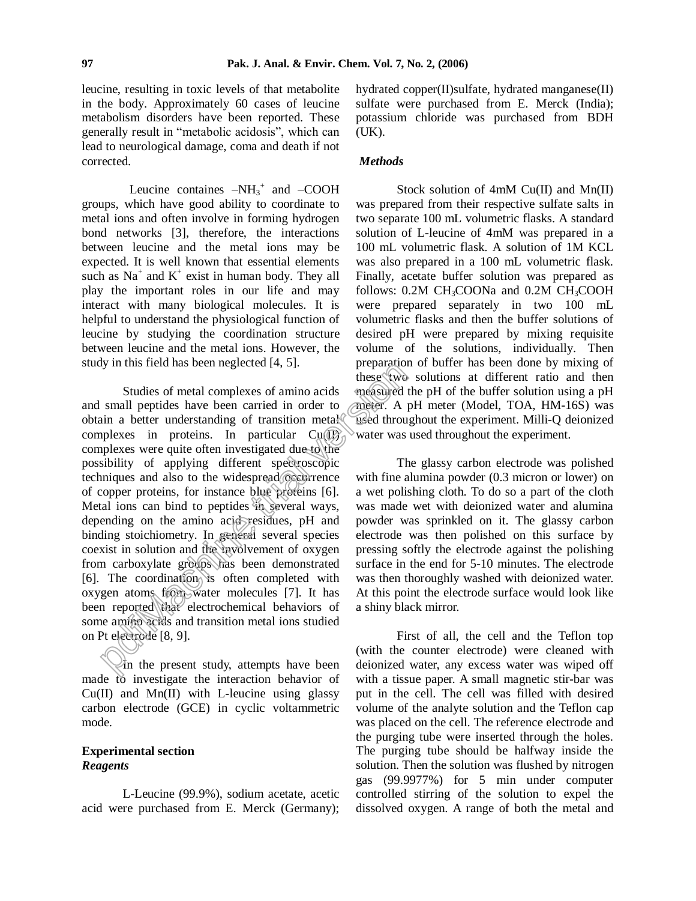leucine, resulting in toxic levels of that metabolite in the body. Approximately 60 cases of leucine metabolism disorders have been reported. These generally result in "metabolic acidosis", which can lead to neurological damage, coma and death if not corrected.

Leucine containes $-NH_3^+$ and $-COOH$ groups, which have good ability to coordinate to metal ions and often involve in forming hydrogen bond networks [3], therefore, the interactions between leucine and the metal ions may be expected. It is well known that essential elements such as $Na^+$ and $K^+$ exist in human body. They all play the important roles in our life and may interact with many biological molecules. It is helpful to understand the physiological function of leucine by studying the coordination structure between leucine and the metal ions. However, the study in this field has been neglected [4, 5].

Studies of metal complexes of amino acids and small peptides have been carried in order to obtain a better understanding of transition metal complexes in proteins. In particular Cu(II) complexes were quite often investigated due to the possibility of applying different spectroscopic techniques and also to the widespread occurrence of copper proteins, for instance blue proteins [6]. Metal ions can bind to peptides in several ways, depending on the amino acid residues, pH and binding stoichiometry. In general several species coexist in solution and the involvement of oxygen from carboxylate groups has been demonstrated [6]. The coordination is often completed with oxygen atoms from water molecules [7]. It has been reported that electrochemical behaviors of some amino acids and transition metal ions studied on Pt electrode [8, 9].

In the present study, attempts have been made to investigate the interaction behavior of Cu(II) and Mn(II) with L-leucine using glassy carbon electrode (GCE) in cyclic voltammetric mode.

## Experimental section

### *Reagents*

L-Leucine (99.9%), sodium acetate, acetic acid were purchased from E. Merck (Germany); hydrated copper(II)sulfate, hydrated manganese(II) sulfate were purchased from E. Merck (India); potassium chloride was purchased from BDH (UK).

### *Methods*

Stock solution of 4mM Cu(II) and Mn(II) was prepared from their respective sulfate salts in two separate 100 mL volumetric flasks. A standard solution of L-leucine of 4mM was prepared in a 100 mL volumetric flask. A solution of 1M KCL was also prepared in a 100 mL volumetric flask. Finally, acetate buffer solution was prepared as follows: 0.2M $CH_3COONa$ and 0.2M $CH_3COOH$ were prepared separately in two 100 mL volumetric flasks and then the buffer solutions of desired pH were prepared by mixing requisite volume of the solutions, individually. Then preparation of buffer has been done by mixing of these two solutions at different ratio and then measured the pH of the buffer solution using a pH meter. A pH meter (Model, TOA, HM-16S) was used throughout the experiment. Milli-Q deionized water was used throughout the experiment.

The glassy carbon electrode was polished with fine alumina powder (0.3 micron or lower) on a wet polishing cloth. To do so a part of the cloth was made wet with deionized water and alumina powder was sprinkled on it. The glassy carbon electrode was then polished on this surface by pressing softly the electrode against the polishing surface in the end for 5-10 minutes. The electrode was then thoroughly washed with deionized water. At this point the electrode surface would look like a shiny black mirror.

First of all, the cell and the Teflon top (with the counter electrode) were cleaned with deionized water, any excess water was wiped off with a tissue paper. A small magnetic stir-bar was put in the cell. The cell was filled with desired volume of the analyte solution and the Teflon cap was placed on the cell. The reference electrode and the purging tube were inserted through the holes. The purging tube should be halfway inside the solution. Then the solution was flushed by nitrogen gas (99.9977%) for 5 min under computer controlled stirring of the solution to expel the dissolved oxygen. A range of both the metal and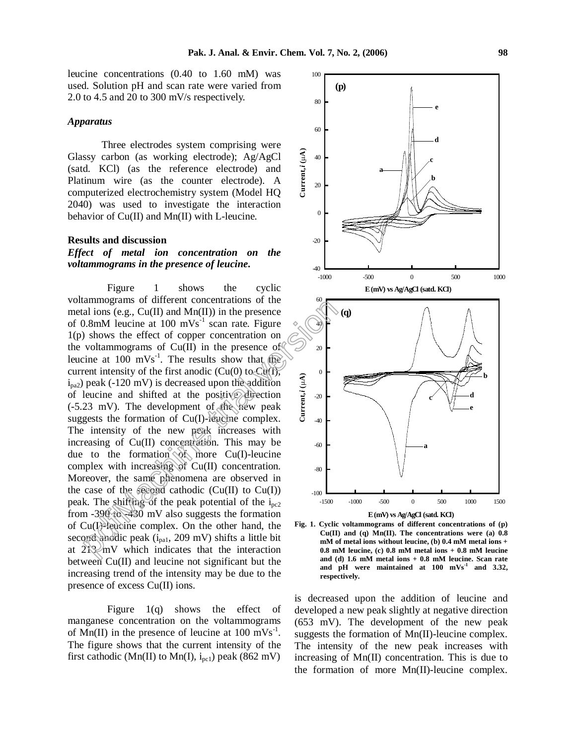leucine concentrations (0.40 to 1.60 mM) was used. Solution pH and scan rate were varied from 2.0 to 4.5 and 20 to 300 mV/s respectively.

### *Apparatus*

Three electrodes system comprising were Glassy carbon (as working electrode); Ag/AgCl (satd. KCl) (as the reference electrode) and Platinum wire (as the counter electrode). A computerized electrochemistry system (Model HQ 2040) was used to investigate the interaction behavior of Cu(II) and Mn(II) with L-leucine.

## Results and discussion

### *Effect of metal ion concentration on the voltammograms in the presence of leucine.*

Figure 1 shows the cyclic voltammograms of different concentrations of the metal ions (e.g., Cu(II) and Mn(II)) in the presence of 0.8mM leucine at 100 $mVs^{-1}$ scan rate. Figure 1(p) shows the effect of copper concentration on the voltammograms of Cu(II) in the presence of leucine at 100 $mVs^{-1}$. The results show that the current intensity of the first anodic (Cu(0) to Cu(I), $i_{pa2}$) peak (-120 mV) is decreased upon the addition of leucine and shifted at the positive direction (-5.23 mV). The development of the new peak suggests the formation of Cu(I)-leucine complex. The intensity of the new peak increases with increasing of Cu(II) concentration. This may be due to the formation of more Cu(I)-leucine complex with increasing of Cu(II) concentration. Moreover, the same phenomena are observed in the case of the second cathodic (Cu(II) to Cu(I)) peak. The shifting of the peak potential of the $i_{pc2}$ from -390 to -430 mV also suggests the formation of Cu(I)-leucine complex. On the other hand, the second anodic peak ($i_{pa1}$, 209 mV) shifts a little bit at 212 mV which indicates that the interaction between Cu(II) and leucine not significant but the increasing trend of the intensity may be due to the presence of excess Cu(II) ions.

Figure 1(q) shows the effect of manganese concentration on the voltammograms of Mn(II) in the presence of leucine at 100 $mVs^{-1}$. The figure shows that the current intensity of the first cathodic (Mn(II) to Mn(I), $i_{pc1}$) peak (862 mV) is decreased upon the addition of leucine and developed a new peak slightly at negative direction (653 mV). The development of the new peak suggests the formation of Mn(II)-leucine complex. The intensity of the new peak increases with increasing of Mn(II) concentration. This is due to the formation of more Mn(II)-leucine complex.

**Fig. 1. Cyclic voltammograms of different concentrations of (p) Cu(II) and (q) Mn(II). The concentrations were (a) 0.8 mM of metal ions without leucine, (b) 0.4 mM metal ions + 0.8 mM leucine, (c) 0.8 mM metal ions + 0.8 mM leucine and (d) 1.6 mM metal ions + 0.8 mM leucine. Scan rate and pH were maintained at 100 $mVs^{-1}$ and 3.32, respectively.**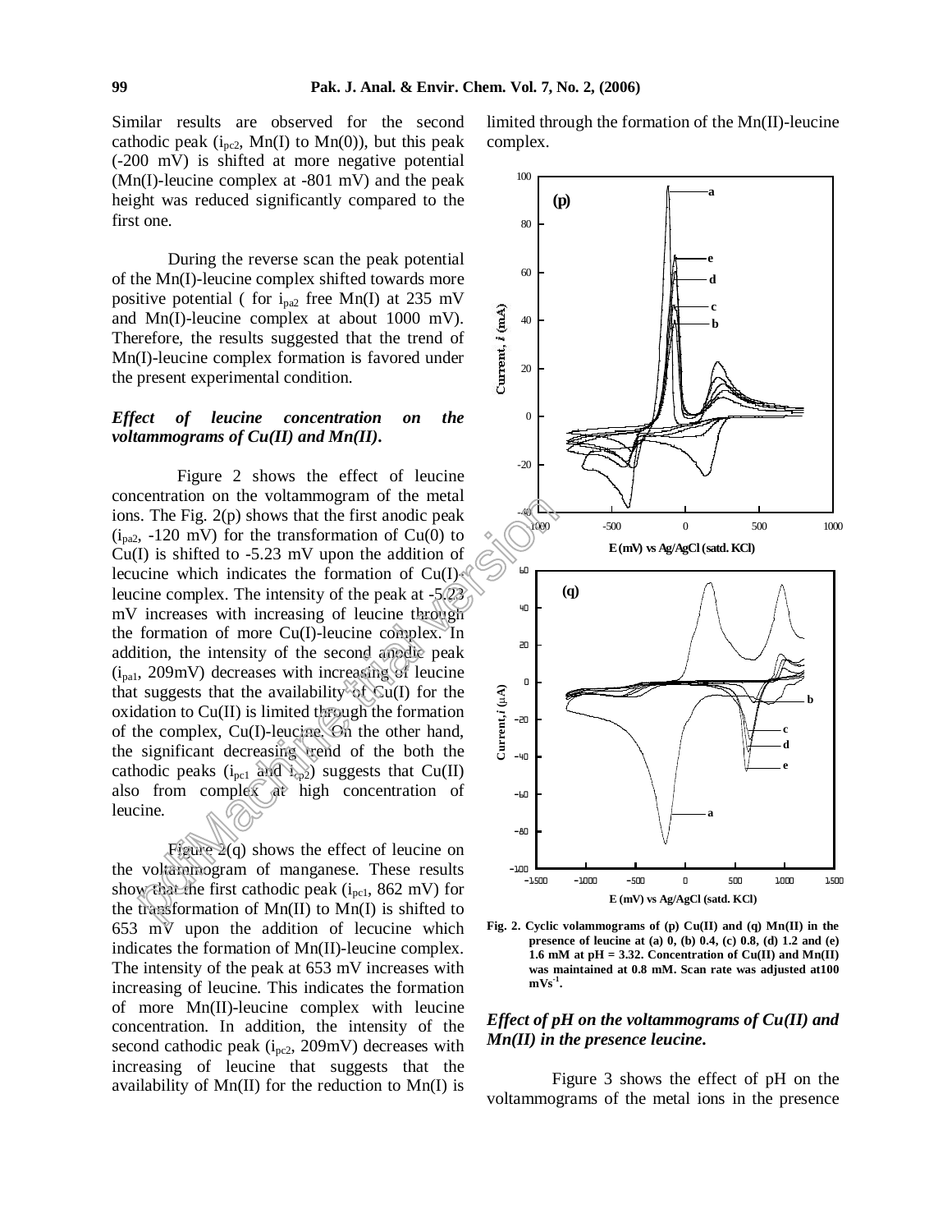Similar results are observed for the second cathodic peak ($i_{pc2}$, Mn(I) to Mn(0)), but this peak (-200 mV) is shifted at more negative potential (Mn(I)-leucine complex at -801 mV) and the peak height was reduced significantly compared to the first one.

During the reverse scan the peak potential of the Mn(I)-leucine complex shifted towards more positive potential ( for $i_{pa2}$ free Mn(I) at 235 mV and Mn(I)-leucine complex at about 1000 mV). Therefore, the results suggested that the trend of Mn(I)-leucine complex formation is favored under the present experimental condition.

### *Effect of leucine concentration on the voltammograms of Cu(II) and Mn(II).*

Figure 2 shows the effect of leucine concentration on the voltammogram of the metal ions. The Fig. 2(p) shows that the first anodic peak ($i_{pa2}$, -120 mV) for the transformation of Cu(0) to Cu(I) is shifted to -5.23 mV upon the addition of lecucine which indicates the formation of Cu(I)-leucine complex. The intensity of the peak at -5.23 mV increases with increasing of leucine through the formation of more Cu(I)-leucine complex. In addition, the intensity of the second anodic peak ($i_{pa1}$, 209mV) decreases with increasing of leucine that suggests that the availability of Cu(I) for the oxidation to Cu(II) is limited through the formation of the complex, Cu(I)-leucine. On the other hand, the significant decreasing trend of the both the cathodic peaks ($i_{pc1}$ and $i_{cp2}$) suggests that Cu(II) also from complex at high concentration of leucine.

Figure 2(q) shows the effect of leucine on the voltammogram of manganese. These results show that the first cathodic peak ($i_{pc1}$, 862 mV) for the transformation of Mn(II) to Mn(I) is shifted to 653 mV upon the addition of lecucine which indicates the formation of Mn(II)-leucine complex. The intensity of the peak at 653 mV increases with increasing of leucine. This indicates the formation of more Mn(II)-leucine complex with leucine concentration. In addition, the intensity of the second cathodic peak ($i_{pc2}$, 209mV) decreases with increasing of leucine that suggests that the availability of Mn(II) for the reduction to Mn(I) is limited through the formation of the Mn(II)-leucine complex.

**Fig. 2. Cyclic volammograms of (p) Cu(II) and (q) Mn(II) in the presence of leucine at (a) 0, (b) 0.4, (c) 0.8, (d) 1.2 and (e) 1.6 mM at pH = 3.32. Concentration of Cu(II) and Mn(II) was maintained at 0.8 mM. Scan rate was adjusted at100 mVs$^{-1}$.**

### *Effect of pH on the voltammograms of Cu(II) and Mn(II) in the presence leucine.*

Figure 3 shows the effect of pH on the voltammograms of the metal ions in the presence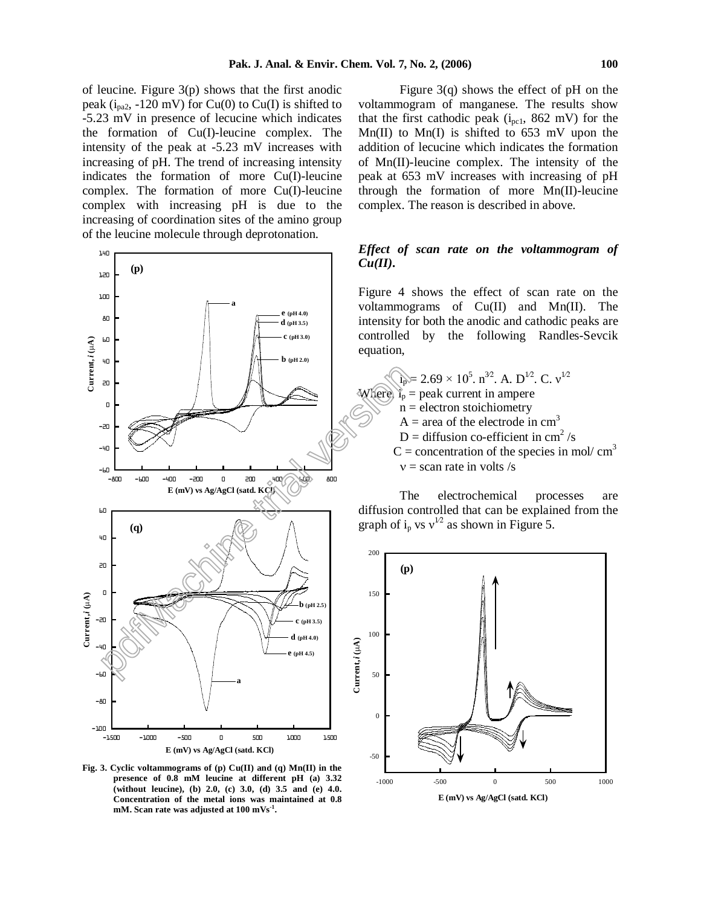of leucine. Figure 3(p) shows that the first anodic peak ($i_{pa2}$, -120 mV) for Cu(0) to Cu(I) is shifted to -5.23 mV in presence of lecucine which indicates the formation of Cu(I)-leucine complex. The intensity of the peak at -5.23 mV increases with increasing of pH. The trend of increasing intensity indicates the formation of more Cu(I)-leucine complex. The formation of more Cu(I)-leucine complex with increasing pH is due to the increasing of coordination sites of the amino group of the leucine molecule through deprotonation.

**Fig. 3. Cyclic voltammograms of (p) Cu(II) and (q) Mn(II) in the presence of 0.8 mM leucine at different pH (a) 3.32 (without leucine), (b) 2.0, (c) 3.0, (d) 3.5 and (e) 4.0. Concentration of the metal ions was maintained at 0.8 mM. Scan rate was adjusted at 100 mVs$^{-1}$.**

Figure 3(q) shows the effect of pH on the voltammogram of manganese. The results show that the first cathodic peak ($i_{pc1}$, 862 mV) for the Mn(II) to Mn(I) is shifted to 653 mV upon the addition of lecucine which indicates the formation of Mn(II)-leucine complex. The intensity of the peak at 653 mV increases with increasing of pH through the formation of more Mn(II)-leucine complex. The reason is described in above.

### *Effect of scan rate on the voltammogram of Cu(II).*

Figure 4 shows the effect of scan rate on the voltammograms of Cu(II) and Mn(II). The intensity for both the anodic and cathodic peaks are controlled by the following Randles-Sevcik equation,

$$i_p = 2.69 \times 10^5 . n^{3/2} . A. D^{1/2} . C. \nu^{1/2}$$

Where, $i_p$ = peak current in ampere
$n$ = electron stoichiometry
$A$ = area of the electrode in cm$^3$
$D$ = diffusion co-efficient in cm$^2$ /s
$C$ = concentration of the species in mol/ cm$^3$
$\nu$ = scan rate in volts /s

The electrochemical processes are diffusion controlled that can be explained from the graph of $i_p$ vs $\nu^{1/2}$ as shown in Figure 5.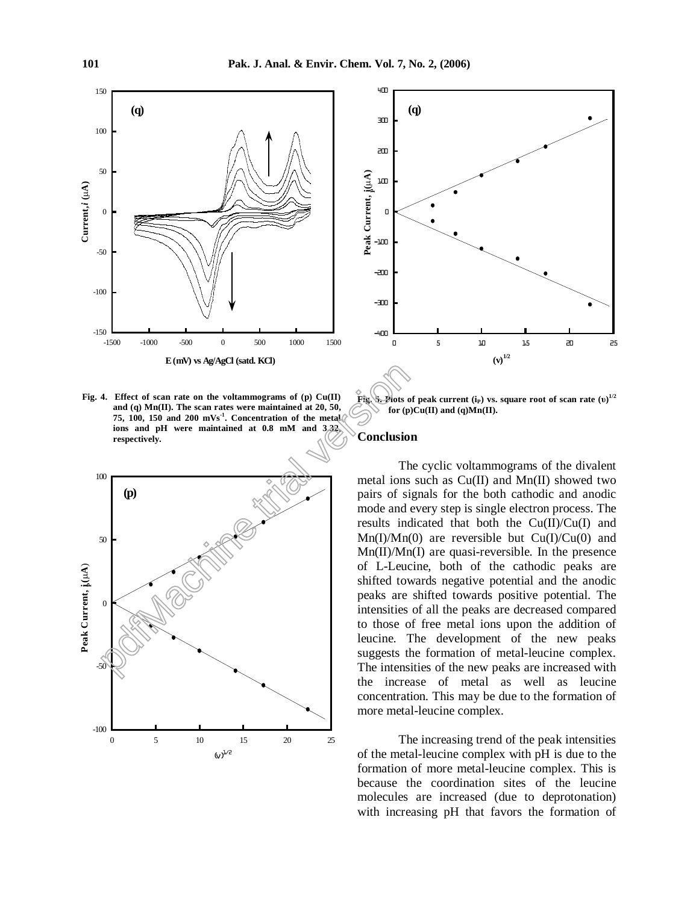Fig. 4. Effect of scan rate on the voltammograms of (p) Cu(II) and (q) Mn(II). The scan rates were maintained at 20, 50, 75, 100, 150 and 200 mVs$^{-1}$. Concentration of the metal ions and pH were maintained at 0.8 mM and 3.32, respectively.

Fig. 5. Plots of peak current ($i_P$) vs. square root of scan rate $(\upsilon)^{1/2}$ for (p)Cu(II) and (q)Mn(II).

## Conclusion

The cyclic voltammograms of the divalent metal ions such as Cu(II) and Mn(II) showed two pairs of signals for the both cathodic and anodic mode and every step is single electron process. The results indicated that both the Cu(II)/Cu(I) and Mn(I)/Mn(0) are reversible but Cu(I)/Cu(0) and Mn(II)/Mn(I) are quasi-reversible. In the presence of L-Leucine, both of the cathodic peaks are shifted towards negative potential and the anodic peaks are shifted towards positive potential. The intensities of all the peaks are decreased compared to those of free metal ions upon the addition of leucine. The development of the new peaks suggests the formation of metal-leucine complex. The intensities of the new peaks are increased with the increase of metal as well as leucine concentration. This may be due to the formation of more metal-leucine complex.

The increasing trend of the peak intensities of the metal-leucine complex with pH is due to the formation of more metal-leucine complex. This is because the coordination sites of the leucine molecules are increased (due to deprotonation) with increasing pH that favors the formation of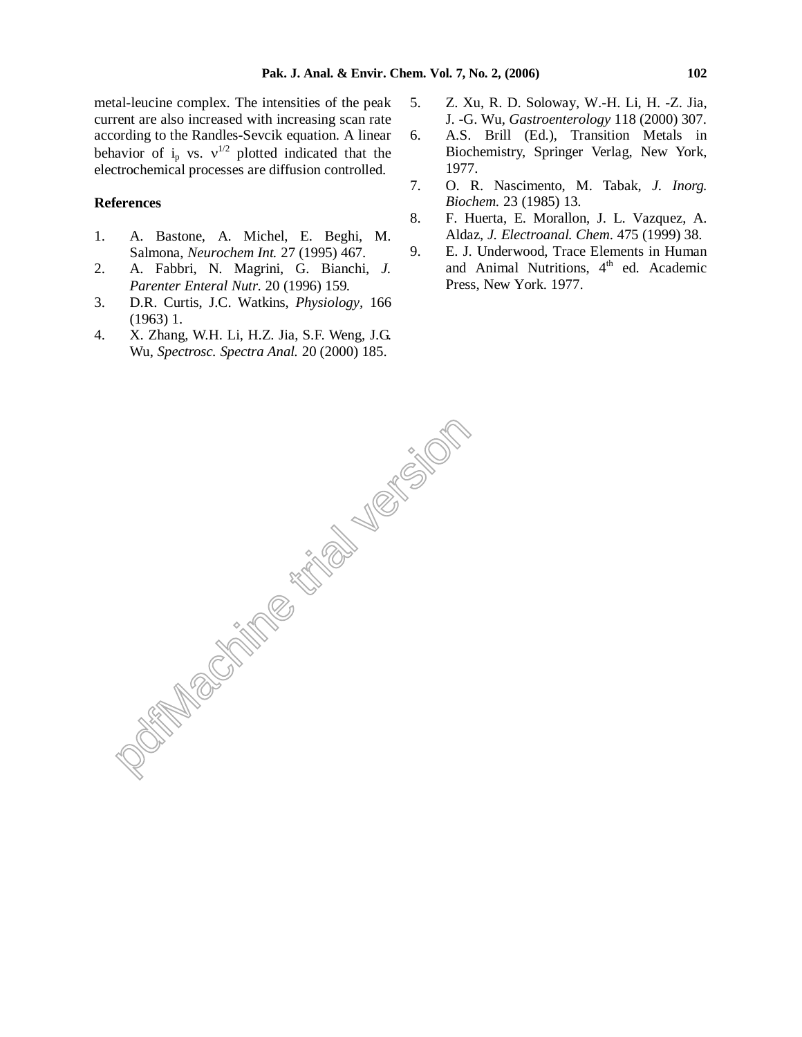metal-leucine complex. The intensities of the peak current are also increased with increasing scan rate according to the Randles-Sevcik equation. A linear behavior of $i_p$ vs. $\nu^{1/2}$ plotted indicated that the electrochemical processes are diffusion controlled.

## References

1. A. Bastone, A. Michel, E. Beghi, M. Salmona, *Neurochem Int.* 27 (1995) 467.
2. A. Fabbri, N. Magrini, G. Bianchi, *J. Parenter Enteral Nutr.* 20 (1996) 159.
3. D.R. Curtis, J.C. Watkins, *Physiology,* 166 (1963) 1.
4. X. Zhang, W.H. Li, H.Z. Jia, S.F. Weng, J.G. Wu, *Spectrosc. Spectra Anal.* 20 (2000) 185.
5. Z. Xu, R. D. Soloway, W.-H. Li, H. -Z. Jia, J. -G. Wu, *Gastroenterology* 118 (2000) 307.
6. A.S. Brill (Ed.), Transition Metals in Biochemistry, Springer Verlag, New York, 1977.
7. O. R. Nascimento, M. Tabak, *J. Inorg. Biochem.* 23 (1985) 13.
8. F. Huerta, E. Morallon, J. L. Vazquez, A. Aldaz, *J. Electroanal. Chem.* 475 (1999) 38.
9. E. J. Underwood, Trace Elements in Human and Animal Nutritions, 4th ed. Academic Press, New York. 1977.